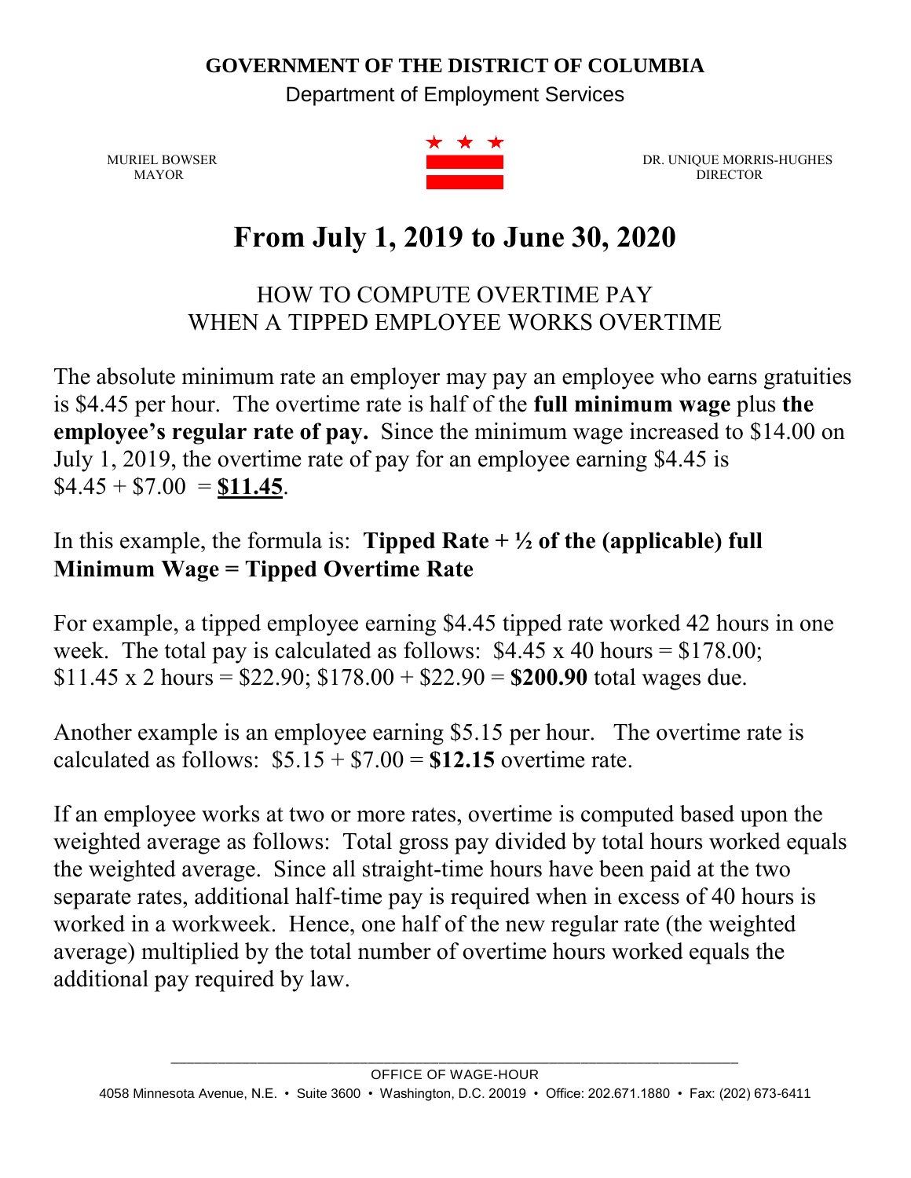**GOVERNMENT OF THE DISTRICT OF COLUMBIA**
Department of Employment Services

MURIEL BOWSER
MAYOR

DR. UNIQUE MORRIS-HUGHES
DIRECTOR

# From July 1, 2019 to June 30, 2020

## HOW TO COMPUTE OVERTIME PAY WHEN A TIPPED EMPLOYEE WORKS OVERTIME

The absolute minimum rate an employer may pay an employee who earns gratuities is $4.45 per hour. The overtime rate is half of the **full minimum wage** plus **the employee's regular rate of pay.** Since the minimum wage increased to $14.00 on July 1, 2019, the overtime rate of pay for an employee earning $4.45 is $4.45 + $7.00 = **<u>$11.45</u>**.

In this example, the formula is: **Tipped Rate + ½ of the (applicable) full Minimum Wage = Tipped Overtime Rate**

For example, a tipped employee earning $4.45 tipped rate worked 42 hours in one week. The total pay is calculated as follows: $4.45 x 40 hours = $178.00; $11.45 x 2 hours = $22.90; $178.00 + $22.90 = **$200.90** total wages due.

Another example is an employee earning $5.15 per hour. The overtime rate is calculated as follows: $5.15 + $7.00 = **$12.15** overtime rate.

If an employee works at two or more rates, overtime is computed based upon the weighted average as follows: Total gross pay divided by total hours worked equals the weighted average. Since all straight-time hours have been paid at the two separate rates, additional half-time pay is required when in excess of 40 hours is worked in a workweek. Hence, one half of the new regular rate (the weighted average) multiplied by the total number of overtime hours worked equals the additional pay required by law.

OFFICE OF WAGE-HOUR
4058 Minnesota Avenue, N.E. • Suite 3600 • Washington, D.C. 20019 • Office: 202.671.1880 • Fax: (202) 673-6411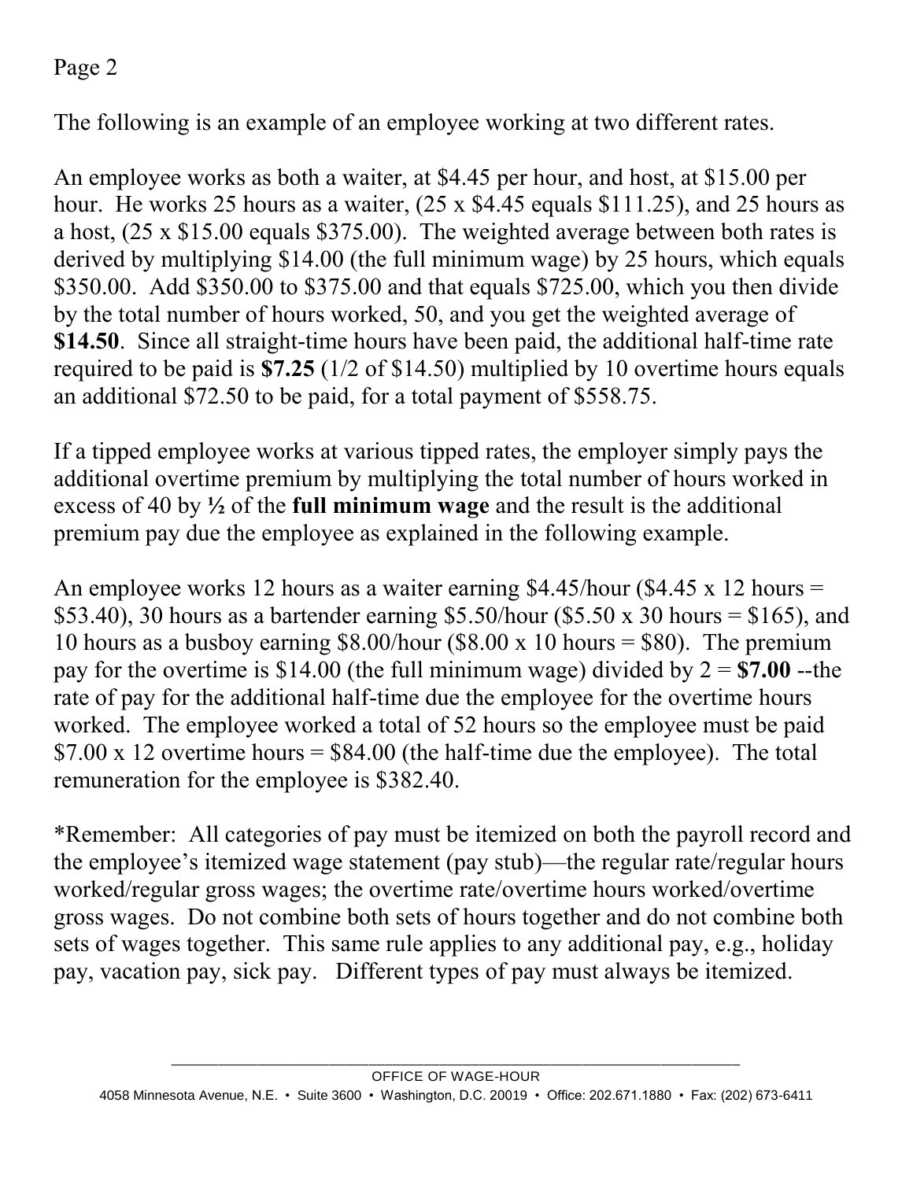Page 2

The following is an example of an employee working at two different rates.

An employee works as both a waiter, at $4.45 per hour, and host, at $15.00 per hour. He works 25 hours as a waiter, (25 x $4.45 equals $111.25), and 25 hours as a host, (25 x $15.00 equals $375.00). The weighted average between both rates is derived by multiplying $14.00 (the full minimum wage) by 25 hours, which equals $350.00. Add $350.00 to $375.00 and that equals $725.00, which you then divide by the total number of hours worked, 50, and you get the weighted average of **$14.50**. Since all straight-time hours have been paid, the additional half-time rate required to be paid is **$7.25** (1/2 of $14.50) multiplied by 10 overtime hours equals an additional $72.50 to be paid, for a total payment of $558.75.

If a tipped employee works at various tipped rates, the employer simply pays the additional overtime premium by multiplying the total number of hours worked in excess of 40 by **½** of the **full minimum wage** and the result is the additional premium pay due the employee as explained in the following example.

An employee works 12 hours as a waiter earning $4.45/hour ($4.45 x 12 hours = $53.40), 30 hours as a bartender earning $5.50/hour ($5.50 x 30 hours = $165), and 10 hours as a busboy earning $8.00/hour ($8.00 x 10 hours = $80). The premium pay for the overtime is $14.00 (the full minimum wage) divided by 2 = **$7.00** --the rate of pay for the additional half-time due the employee for the overtime hours worked. The employee worked a total of 52 hours so the employee must be paid $7.00 x 12 overtime hours = $84.00 (the half-time due the employee). The total remuneration for the employee is $382.40.

*Remember: All categories of pay must be itemized on both the payroll record and the employee's itemized wage statement (pay stub)—the regular rate/regular hours worked/regular gross wages; the overtime rate/overtime hours worked/overtime gross wages. Do not combine both sets of hours together and do not combine both sets of wages together. This same rule applies to any additional pay, e.g., holiday pay, vacation pay, sick pay. Different types of pay must always be itemized.

OFFICE OF WAGE-HOUR

4058 Minnesota Avenue, N.E. • Suite 3600 • Washington, D.C. 20019 • Office: 202.671.1880 • Fax: (202) 673-6411